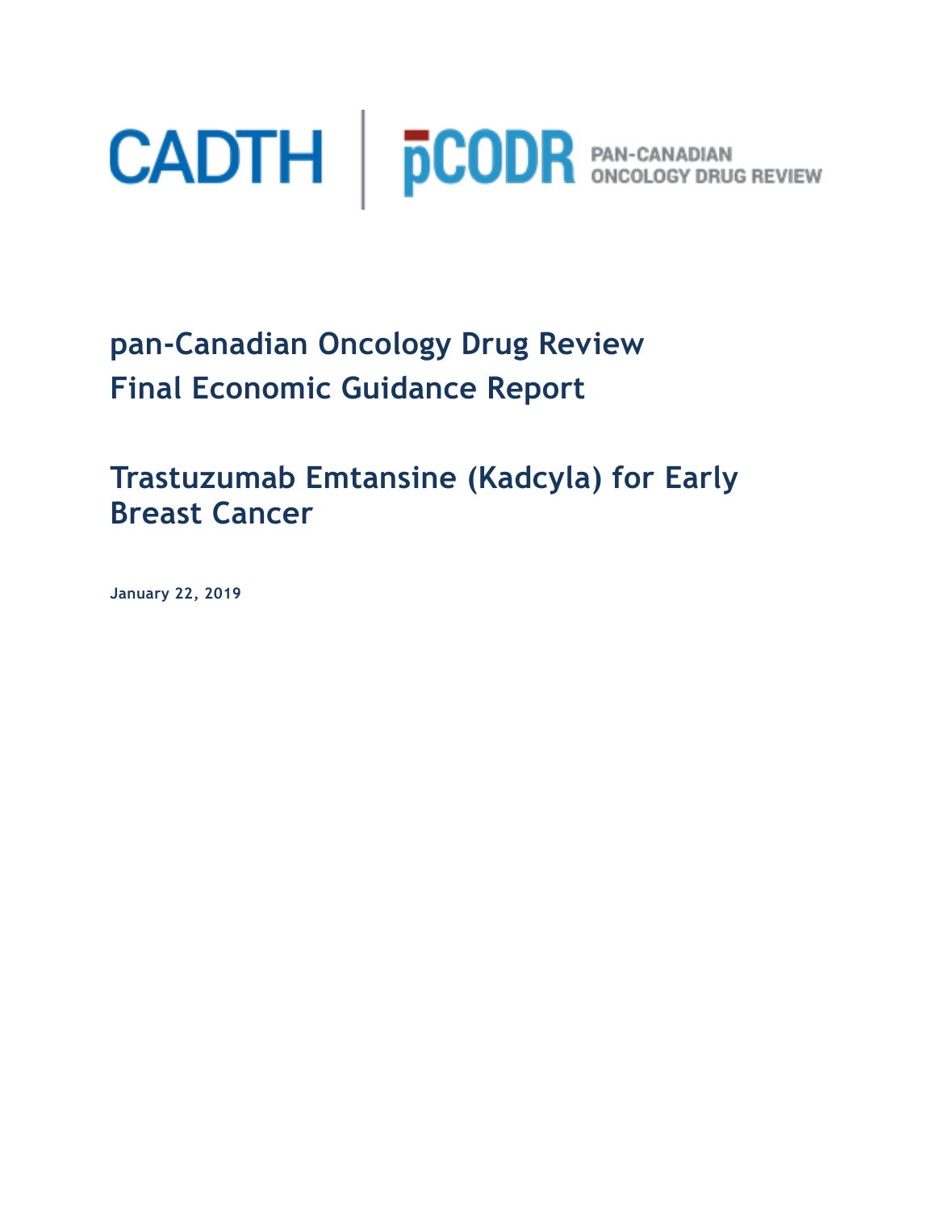CADTH | pCODR PAN-CANADIAN ONCOLOGY DRUG REVIEW

# pan-Canadian Oncology Drug Review Final Economic Guidance Report

## Trastuzumab Emtansine (Kadcyla) for Early Breast Cancer

**January 22, 2019**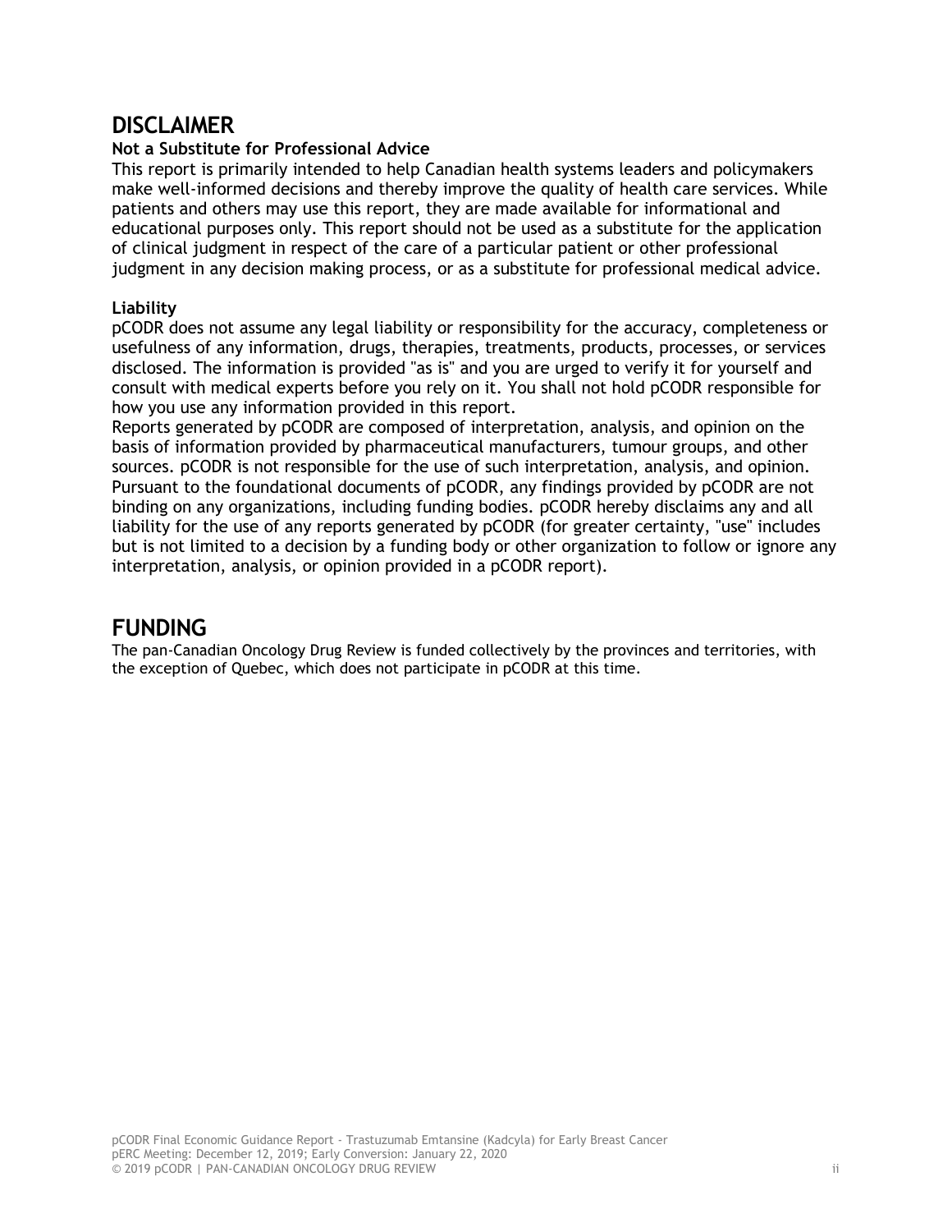## DISCLAIMER

**Not a Substitute for Professional Advice**

This report is primarily intended to help Canadian health systems leaders and policymakers make well-informed decisions and thereby improve the quality of health care services. While patients and others may use this report, they are made available for informational and educational purposes only. This report should not be used as a substitute for the application of clinical judgment in respect of the care of a particular patient or other professional judgment in any decision making process, or as a substitute for professional medical advice.

**Liability**

pCODR does not assume any legal liability or responsibility for the accuracy, completeness or usefulness of any information, drugs, therapies, treatments, products, processes, or services disclosed. The information is provided "as is" and you are urged to verify it for yourself and consult with medical experts before you rely on it. You shall not hold pCODR responsible for how you use any information provided in this report.

Reports generated by pCODR are composed of interpretation, analysis, and opinion on the basis of information provided by pharmaceutical manufacturers, tumour groups, and other sources. pCODR is not responsible for the use of such interpretation, analysis, and opinion. Pursuant to the foundational documents of pCODR, any findings provided by pCODR are not binding on any organizations, including funding bodies. pCODR hereby disclaims any and all liability for the use of any reports generated by pCODR (for greater certainty, "use" includes but is not limited to a decision by a funding body or other organization to follow or ignore any interpretation, analysis, or opinion provided in a pCODR report).

## FUNDING

The pan-Canadian Oncology Drug Review is funded collectively by the provinces and territories, with the exception of Quebec, which does not participate in pCODR at this time.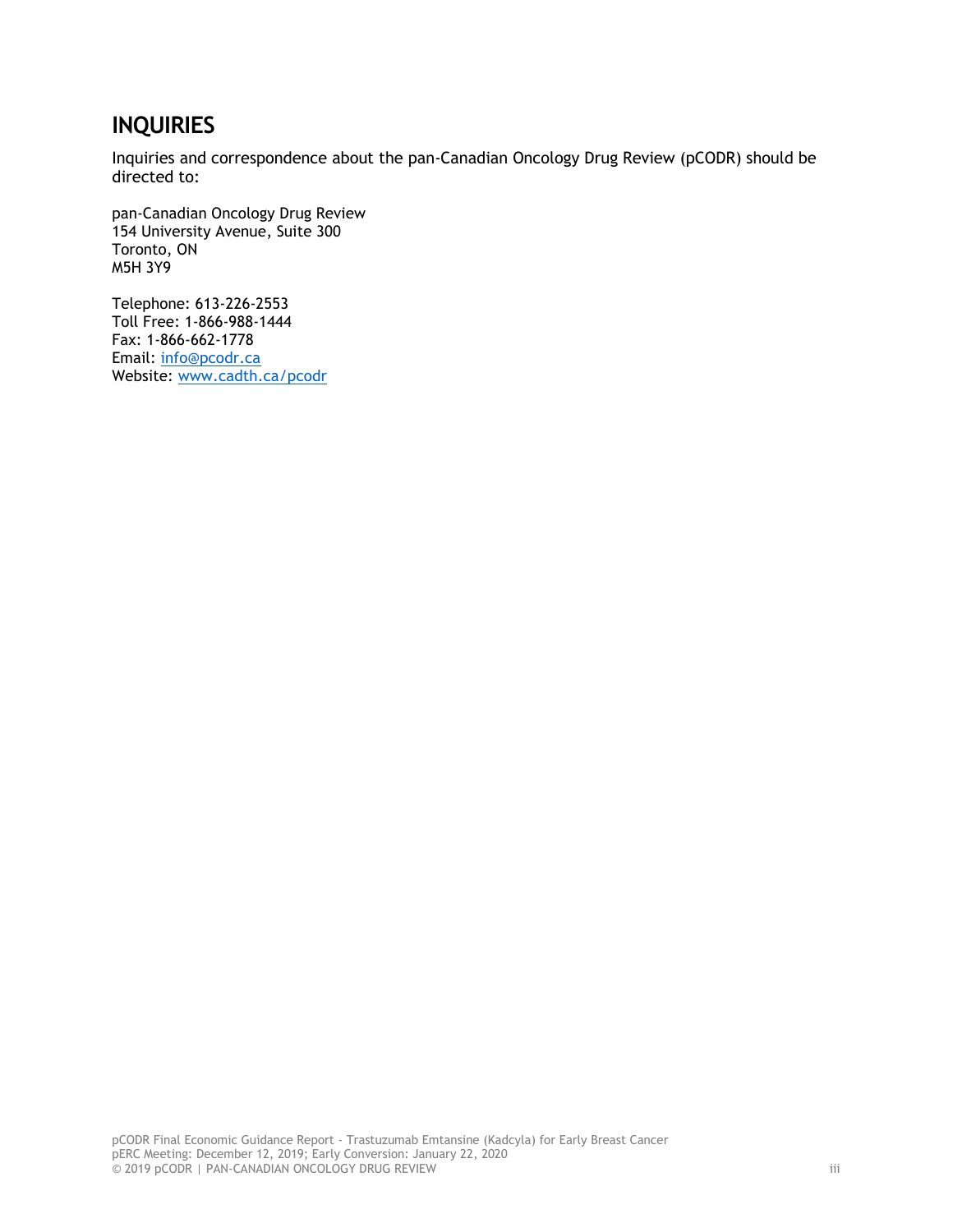## INQUIRIES

Inquiries and correspondence about the pan-Canadian Oncology Drug Review (pCODR) should be directed to:

pan-Canadian Oncology Drug Review
154 University Avenue, Suite 300
Toronto, ON
M5H 3Y9

Telephone: 613-226-2553
Toll Free: 1-866-988-1444
Fax: 1-866-662-1778
Email: info@pcodr.ca
Website: www.cadth.ca/pcodr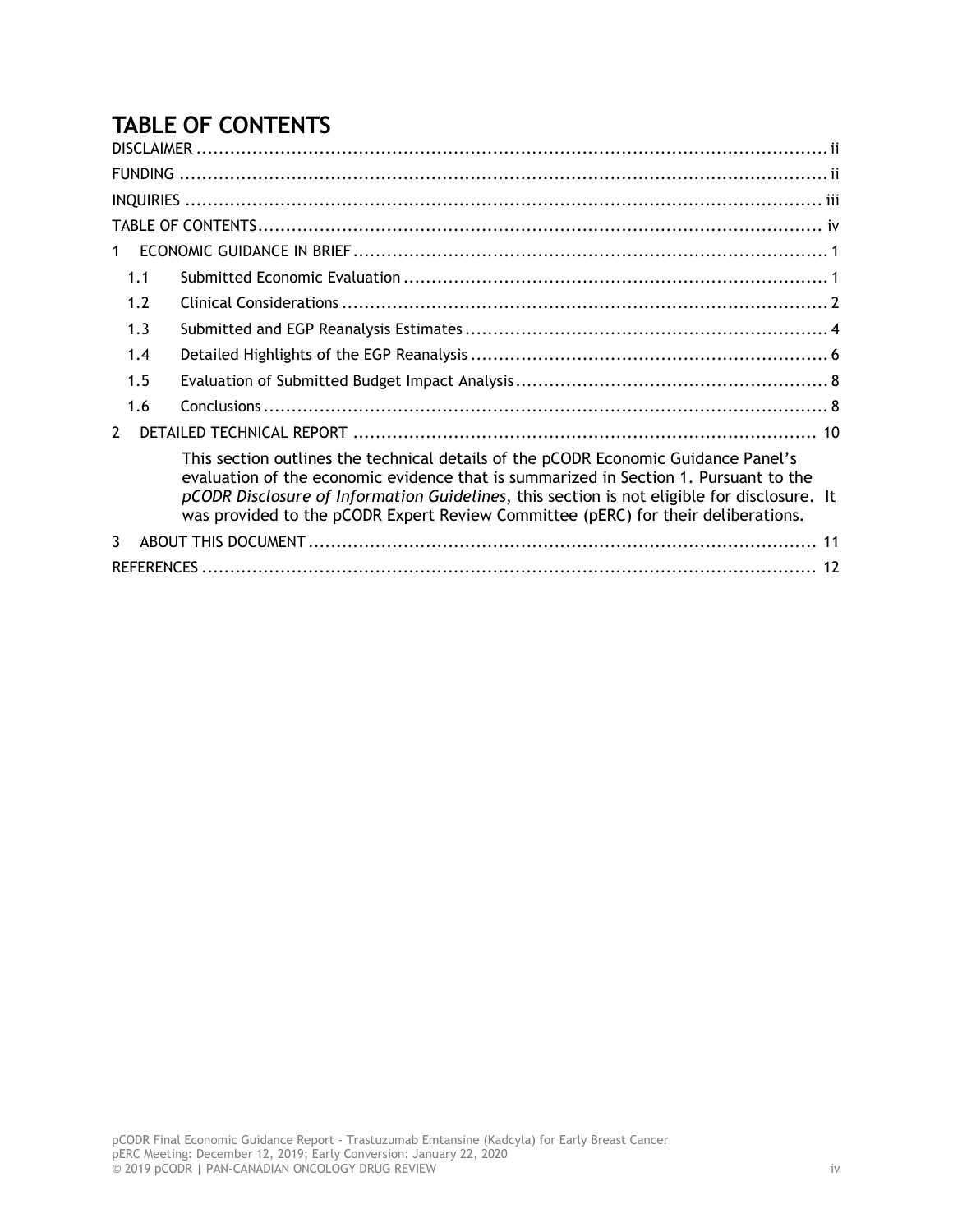# TABLE OF CONTENTS

DISCLAIMER ........................................................................................................ ii

FUNDING ........................................................................................................ ii

INQUIRIES ........................................................................................................ iii

TABLE OF CONTENTS ........................................................................................................ iv

1 ECONOMIC GUIDANCE IN BRIEF ........................................................................................................ 1

- 1.1 Submitted Economic Evaluation ........................................................................................................ 1
- 1.2 Clinical Considerations ........................................................................................................ 2
- 1.3 Submitted and EGP Reanalysis Estimates ........................................................................................................ 4
- 1.4 Detailed Highlights of the EGP Reanalysis ........................................................................................................ 6
- 1.5 Evaluation of Submitted Budget Impact Analysis ........................................................................................................ 8
- 1.6 Conclusions ........................................................................................................ 8

2 DETAILED TECHNICAL REPORT ........................................................................................................ 10

This section outlines the technical details of the pCODR Economic Guidance Panel's evaluation of the economic evidence that is summarized in Section 1. Pursuant to the *pCODR Disclosure of Information Guidelines*, this section is not eligible for disclosure. It was provided to the pCODR Expert Review Committee (pERC) for their deliberations.

3 ABOUT THIS DOCUMENT ........................................................................................................ 11

REFERENCES ........................................................................................................ 12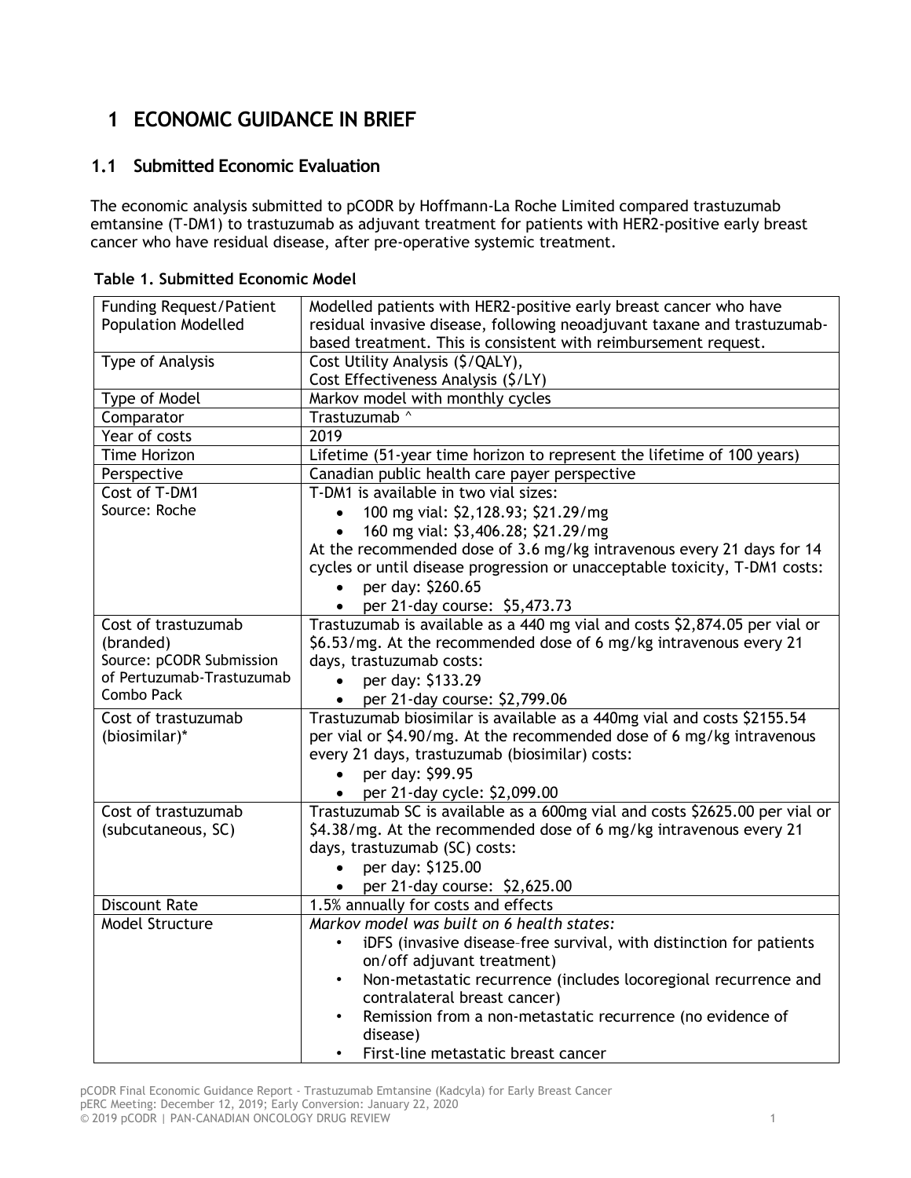# 1 ECONOMIC GUIDANCE IN BRIEF

## 1.1 Submitted Economic Evaluation

The economic analysis submitted to pCODR by Hoffmann-La Roche Limited compared trastuzumab emtansine (T-DM1) to trastuzumab as adjuvant treatment for patients with HER2-positive early breast cancer who have residual disease, after pre-operative systemic treatment.

**Table 1. Submitted Economic Model**

| | |
|---|---|
| Funding Request/Patient Population Modelled | Modelled patients with HER2-positive early breast cancer who have residual invasive disease, following neoadjuvant taxane and trastuzumab-based treatment. This is consistent with reimbursement request. |
| Type of Analysis | Cost Utility Analysis ($/QALY),<br>Cost Effectiveness Analysis ($/LY) |
| Type of Model | Markov model with monthly cycles |
| Comparator | Trastuzumab ^ |
| Year of costs | 2019 |
| Time Horizon | Lifetime (51-year time horizon to represent the lifetime of 100 years) |
| Perspective | Canadian public health care payer perspective |
| Cost of T-DM1<br>Source: Roche | T-DM1 is available in two vial sizes:<br>• 100 mg vial: $2,128.93; $21.29/mg<br>• 160 mg vial: $3,406.28; $21.29/mg<br>At the recommended dose of 3.6 mg/kg intravenous every 21 days for 14 cycles or until disease progression or unacceptable toxicity, T-DM1 costs:<br>• per day: $260.65<br>• per 21-day course: $5,473.73 |
| Cost of trastuzumab (branded)<br>Source: pCODR Submission of Pertuzumab-Trastuzumab Combo Pack | Trastuzumab is available as a 440 mg vial and costs $2,874.05 per vial or $6.53/mg. At the recommended dose of 6 mg/kg intravenous every 21 days, trastuzumab costs:<br>• per day: $133.29<br>• per 21-day course: $2,799.06 |
| Cost of trastuzumab (biosimilar)* | Trastuzumab biosimilar is available as a 440mg vial and costs $2155.54 per vial or $4.90/mg. At the recommended dose of 6 mg/kg intravenous every 21 days, trastuzumab (biosimilar) costs:<br>• per day: $99.95<br>• per 21-day cycle: $2,099.00 |
| Cost of trastuzumab (subcutaneous, SC) | Trastuzumab SC is available as a 600mg vial and costs $2625.00 per vial or $4.38/mg. At the recommended dose of 6 mg/kg intravenous every 21 days, trastuzumab (SC) costs:<br>• per day: $125.00<br>• per 21-day course: $2,625.00 |
| Discount Rate | 1.5% annually for costs and effects |
| Model Structure | *Markov model was built on 6 health states:*<br>• iDFS (invasive disease–free survival, with distinction for patients on/off adjuvant treatment)<br>• Non-metastatic recurrence (includes locoregional recurrence and contralateral breast cancer)<br>• Remission from a non-metastatic recurrence (no evidence of disease)<br>• First-line metastatic breast cancer |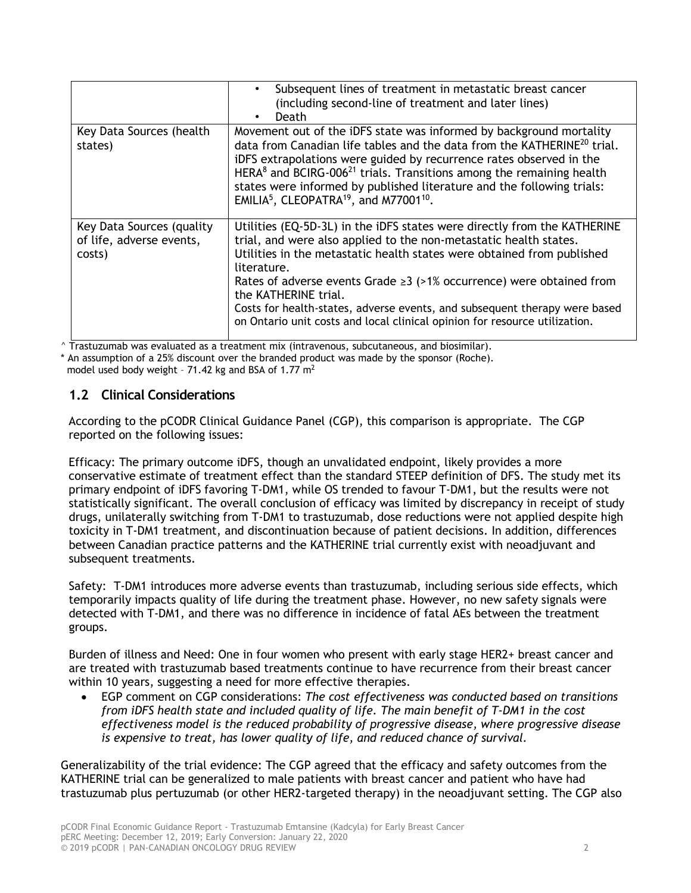| | • Subsequent lines of treatment in metastatic breast cancer (including second-line of treatment and later lines)<br>• Death |
|---|---|
| Key Data Sources (health states) | Movement out of the iDFS state was informed by background mortality data from Canadian life tables and the data from the KATHERINE[20] trial. iDFS extrapolations were guided by recurrence rates observed in the HERA[8] and BCIRG-006[21] trials. Transitions among the remaining health states were informed by published literature and the following trials: EMILIA[5], CLEOPATRA[19], and M77001[10]. |
| Key Data Sources (quality of life, adverse events, costs) | Utilities (EQ-5D-3L) in the iDFS states were directly from the KATHERINE trial, and were also applied to the non-metastatic health states.<br>Utilities in the metastatic health states were obtained from published literature.<br>Rates of adverse events Grade ≥3 (>1% occurrence) were obtained from the KATHERINE trial.<br>Costs for health-states, adverse events, and subsequent therapy were based on Ontario unit costs and local clinical opinion for resource utilization. |

^ Trastuzumab was evaluated as a treatment mix (intravenous, subcutaneous, and biosimilar).
\* An assumption of a 25% discount over the branded product was made by the sponsor (Roche).
model used body weight – 71.42 kg and BSA of 1.77 $m^2$

## 1.2 Clinical Considerations

According to the pCODR Clinical Guidance Panel (CGP), this comparison is appropriate. The CGP reported on the following issues:

Efficacy: The primary outcome iDFS, though an unvalidated endpoint, likely provides a more conservative estimate of treatment effect than the standard STEEP definition of DFS. The study met its primary endpoint of iDFS favoring T-DM1, while OS trended to favour T-DM1, but the results were not statistically significant. The overall conclusion of efficacy was limited by discrepancy in receipt of study drugs, unilaterally switching from T-DM1 to trastuzumab, dose reductions were not applied despite high toxicity in T-DM1 treatment, and discontinuation because of patient decisions. In addition, differences between Canadian practice patterns and the KATHERINE trial currently exist with neoadjuvant and subsequent treatments.

Safety: T-DM1 introduces more adverse events than trastuzumab, including serious side effects, which temporarily impacts quality of life during the treatment phase. However, no new safety signals were detected with T-DM1, and there was no difference in incidence of fatal AEs between the treatment groups.

Burden of illness and Need: One in four women who present with early stage HER2+ breast cancer and are treated with trastuzumab based treatments continue to have recurrence from their breast cancer within 10 years, suggesting a need for more effective therapies.

- EGP comment on CGP considerations: *The cost effectiveness was conducted based on transitions from iDFS health state and included quality of life. The main benefit of T-DM1 in the cost effectiveness model is the reduced probability of progressive disease, where progressive disease is expensive to treat, has lower quality of life, and reduced chance of survival.*

Generalizability of the trial evidence: The CGP agreed that the efficacy and safety outcomes from the KATHERINE trial can be generalized to male patients with breast cancer and patient who have had trastuzumab plus pertuzumab (or other HER2-targeted therapy) in the neoadjuvant setting. The CGP also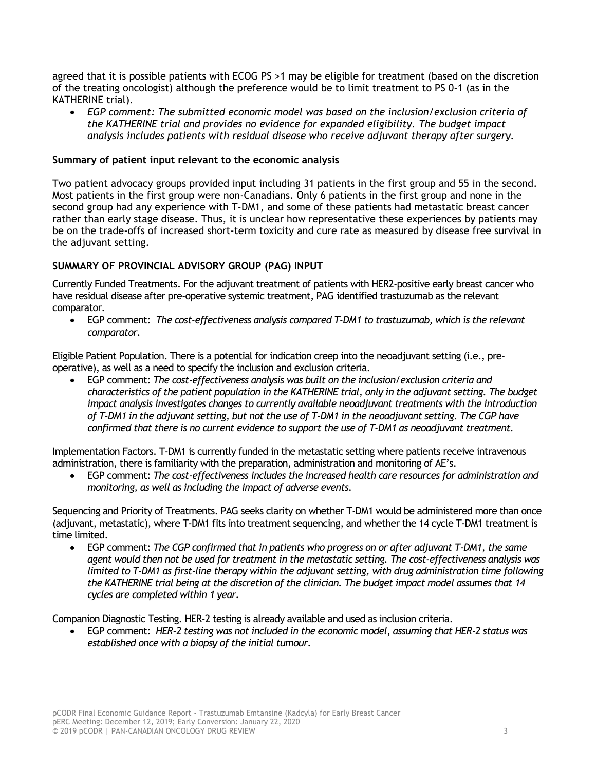agreed that it is possible patients with ECOG PS >1 may be eligible for treatment (based on the discretion of the treating oncologist) although the preference would be to limit treatment to PS 0-1 (as in the KATHERINE trial).

- *EGP comment: The submitted economic model was based on the inclusion/exclusion criteria of the KATHERINE trial and provides no evidence for expanded eligibility. The budget impact analysis includes patients with residual disease who receive adjuvant therapy after surgery.*

**Summary of patient input relevant to the economic analysis**

Two patient advocacy groups provided input including 31 patients in the first group and 55 in the second. Most patients in the first group were non-Canadians. Only 6 patients in the first group and none in the second group had any experience with T-DM1, and some of these patients had metastatic breast cancer rather than early stage disease. Thus, it is unclear how representative these experiences by patients may be on the trade-offs of increased short-term toxicity and cure rate as measured by disease free survival in the adjuvant setting.

**SUMMARY OF PROVINCIAL ADVISORY GROUP (PAG) INPUT**

Currently Funded Treatments. For the adjuvant treatment of patients with HER2-positive early breast cancer who have residual disease after pre-operative systemic treatment, PAG identified trastuzumab as the relevant comparator.

- EGP comment: *The cost-effectiveness analysis compared T-DM1 to trastuzumab, which is the relevant comparator.*

Eligible Patient Population. There is a potential for indication creep into the neoadjuvant setting (i.e., pre-operative), as well as a need to specify the inclusion and exclusion criteria.

- EGP comment: *The cost-effectiveness analysis was built on the inclusion/exclusion criteria and characteristics of the patient population in the KATHERINE trial, only in the adjuvant setting. The budget impact analysis investigates changes to currently available neoadjuvant treatments with the introduction of T-DM1 in the adjuvant setting, but not the use of T-DM1 in the neoadjuvant setting. The CGP have confirmed that there is no current evidence to support the use of T-DM1 as neoadjuvant treatment.*

Implementation Factors. T-DM1 is currently funded in the metastatic setting where patients receive intravenous administration, there is familiarity with the preparation, administration and monitoring of AE's.

- EGP comment: *The cost-effectiveness includes the increased health care resources for administration and monitoring, as well as including the impact of adverse events.*

Sequencing and Priority of Treatments. PAG seeks clarity on whether T-DM1 would be administered more than once (adjuvant, metastatic), where T-DM1 fits into treatment sequencing, and whether the 14 cycle T-DM1 treatment is time limited.

- EGP comment: *The CGP confirmed that in patients who progress on or after adjuvant T-DM1, the same agent would then not be used for treatment in the metastatic setting. The cost-effectiveness analysis was limited to T-DM1 as first-line therapy within the adjuvant setting, with drug administration time following the KATHERINE trial being at the discretion of the clinician. The budget impact model assumes that 14 cycles are completed within 1 year.*

Companion Diagnostic Testing. HER-2 testing is already available and used as inclusion criteria.

- EGP comment: *HER-2 testing was not included in the economic model, assuming that HER-2 status was established once with a biopsy of the initial tumour.*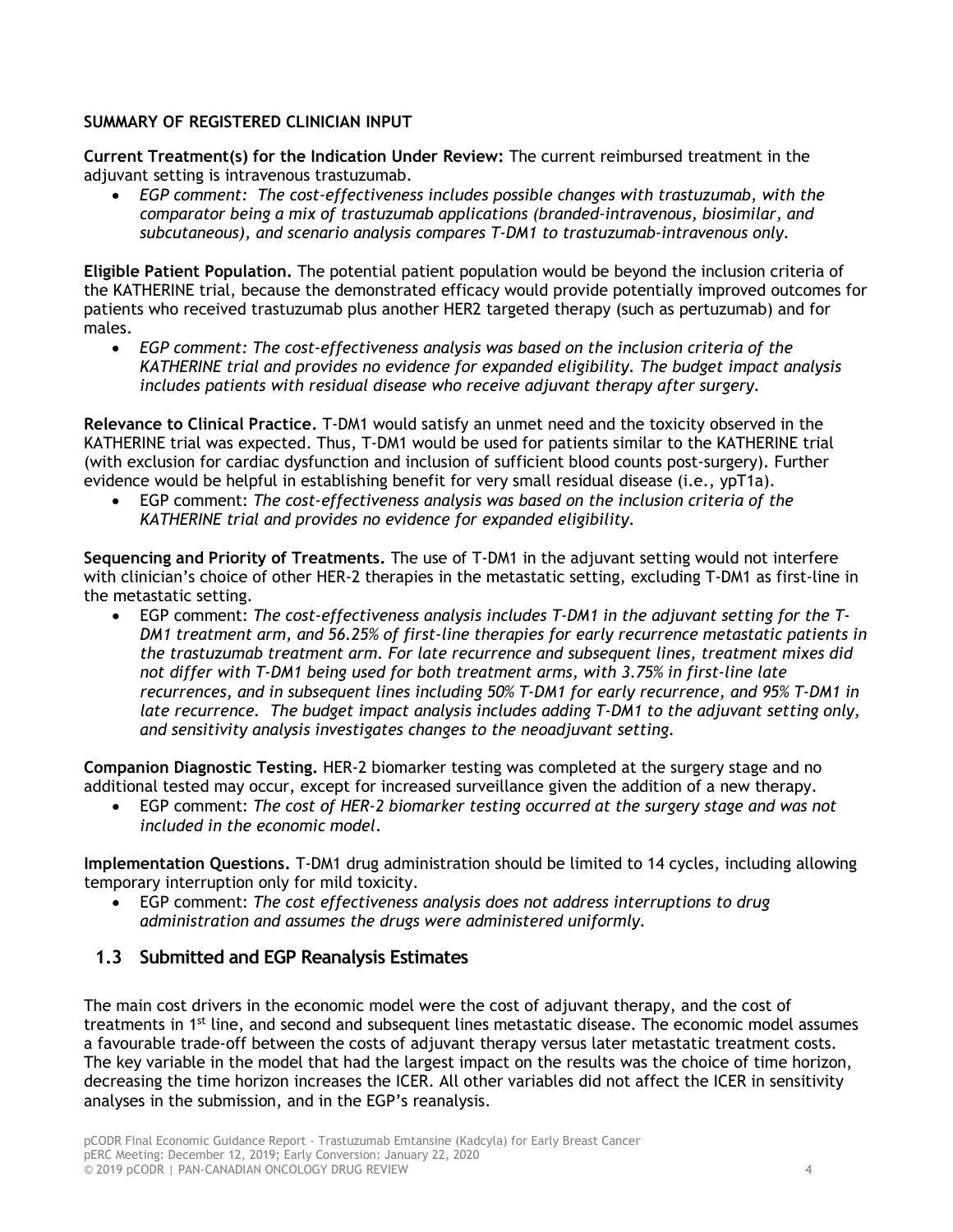**SUMMARY OF REGISTERED CLINICIAN INPUT**

**Current Treatment(s) for the Indication Under Review:** The current reimbursed treatment in the adjuvant setting is intravenous trastuzumab.

- *EGP comment: The cost-effectiveness includes possible changes with trastuzumab, with the comparator being a mix of trastuzumab applications (branded-intravenous, biosimilar, and subcutaneous), and scenario analysis compares T-DM1 to trastuzumab-intravenous only.*

**Eligible Patient Population.** The potential patient population would be beyond the inclusion criteria of the KATHERINE trial, because the demonstrated efficacy would provide potentially improved outcomes for patients who received trastuzumab plus another HER2 targeted therapy (such as pertuzumab) and for males.

- *EGP comment: The cost-effectiveness analysis was based on the inclusion criteria of the KATHERINE trial and provides no evidence for expanded eligibility. The budget impact analysis includes patients with residual disease who receive adjuvant therapy after surgery.*

**Relevance to Clinical Practice.** T-DM1 would satisfy an unmet need and the toxicity observed in the KATHERINE trial was expected. Thus, T-DM1 would be used for patients similar to the KATHERINE trial (with exclusion for cardiac dysfunction and inclusion of sufficient blood counts post-surgery). Further evidence would be helpful in establishing benefit for very small residual disease (i.e., ypT1a).

- EGP comment: *The cost-effectiveness analysis was based on the inclusion criteria of the KATHERINE trial and provides no evidence for expanded eligibility.*

**Sequencing and Priority of Treatments.** The use of T-DM1 in the adjuvant setting would not interfere with clinician's choice of other HER-2 therapies in the metastatic setting, excluding T-DM1 as first-line in the metastatic setting.

- EGP comment: *The cost-effectiveness analysis includes T-DM1 in the adjuvant setting for the T-DM1 treatment arm, and 56.25% of first-line therapies for early recurrence metastatic patients in the trastuzumab treatment arm. For late recurrence and subsequent lines, treatment mixes did not differ with T-DM1 being used for both treatment arms, with 3.75% in first-line late recurrences, and in subsequent lines including 50% T-DM1 for early recurrence, and 95% T-DM1 in late recurrence. The budget impact analysis includes adding T-DM1 to the adjuvant setting only, and sensitivity analysis investigates changes to the neoadjuvant setting.*

**Companion Diagnostic Testing.** HER-2 biomarker testing was completed at the surgery stage and no additional tested may occur, except for increased surveillance given the addition of a new therapy.

- EGP comment: *The cost of HER-2 biomarker testing occurred at the surgery stage and was not included in the economic model.*

**Implementation Questions.** T-DM1 drug administration should be limited to 14 cycles, including allowing temporary interruption only for mild toxicity.

- EGP comment: *The cost effectiveness analysis does not address interruptions to drug administration and assumes the drugs were administered uniformly.*

## 1.3 Submitted and EGP Reanalysis Estimates

The main cost drivers in the economic model were the cost of adjuvant therapy, and the cost of treatments in 1st line, and second and subsequent lines metastatic disease. The economic model assumes a favourable trade-off between the costs of adjuvant therapy versus later metastatic treatment costs. The key variable in the model that had the largest impact on the results was the choice of time horizon, decreasing the time horizon increases the ICER. All other variables did not affect the ICER in sensitivity analyses in the submission, and in the EGP's reanalysis.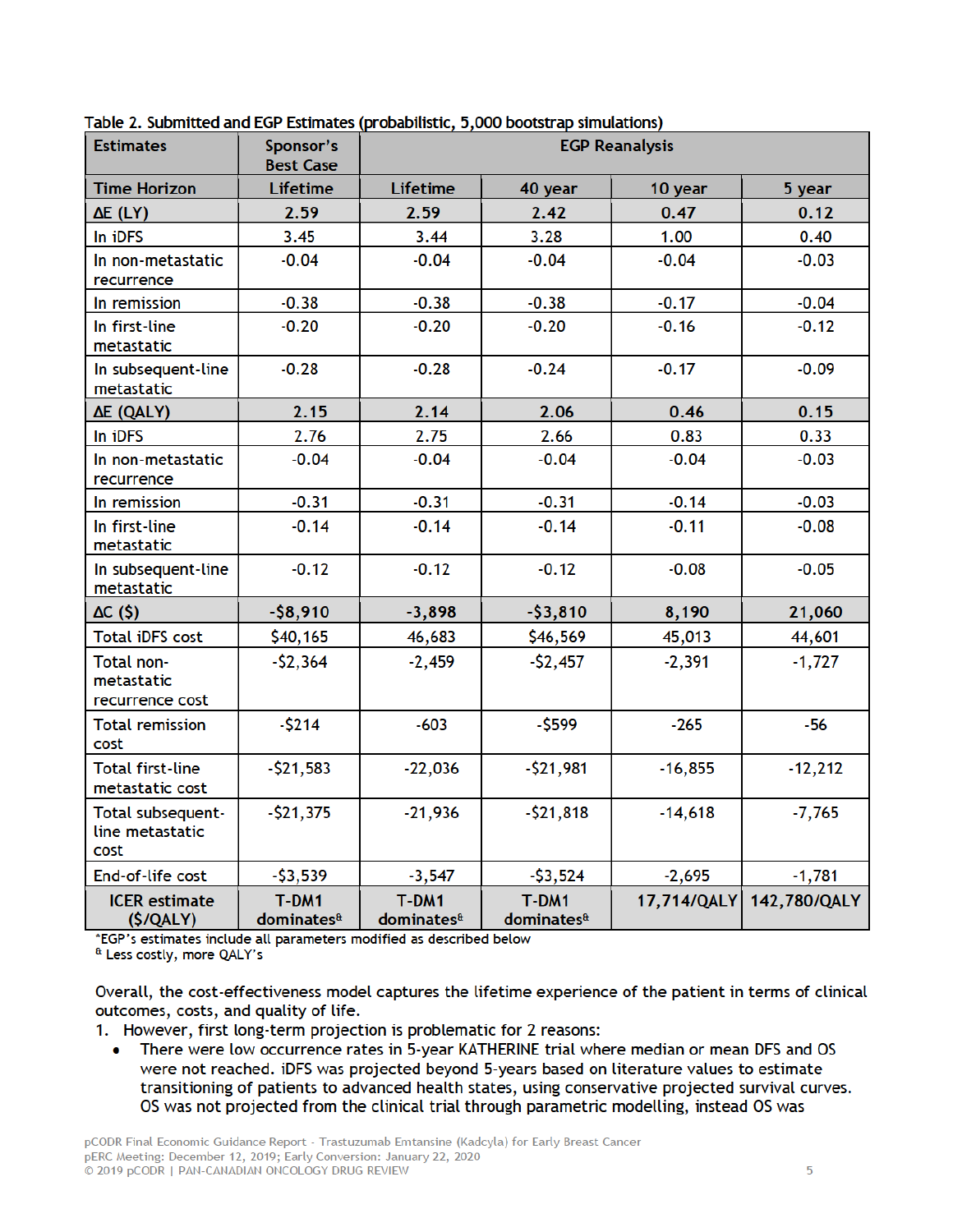Table 2. Submitted and EGP Estimates (probabilistic, 5,000 bootstrap simulations)

| Estimates | Sponsor's Best Case | EGP Reanalysis | | | |
|---|---|---|---|---|---|
| **Time Horizon** | **Lifetime** | **Lifetime** | **40 year** | **10 year** | **5 year** |
| **ΔE (LY)** | **2.59** | **2.59** | **2.42** | **0.47** | **0.12** |
| In iDFS | 3.45 | 3.44 | 3.28 | 1.00 | 0.40 |
| In non-metastatic recurrence | -0.04 | -0.04 | -0.04 | -0.04 | -0.03 |
| In remission | -0.38 | -0.38 | -0.38 | -0.17 | -0.04 |
| In first-line metastatic | -0.20 | -0.20 | -0.20 | -0.16 | -0.12 |
| In subsequent-line metastatic | -0.28 | -0.28 | -0.24 | -0.17 | -0.09 |
| **ΔE (QALY)** | **2.15** | **2.14** | **2.06** | **0.46** | **0.15** |
| In iDFS | 2.76 | 2.75 | 2.66 | 0.83 | 0.33 |
| In non-metastatic recurrence | -0.04 | -0.04 | -0.04 | -0.04 | -0.03 |
| In remission | -0.31 | -0.31 | -0.31 | -0.14 | -0.03 |
| In first-line metastatic | -0.14 | -0.14 | -0.14 | -0.11 | -0.08 |
| In subsequent-line metastatic | -0.12 | -0.12 | -0.12 | -0.08 | -0.05 |
| **ΔC ($)** | **-$8,910** | **-3,898** | **-$3,810** | **8,190** | **21,060** |
| Total iDFS cost | $40,165 | 46,683 | $46,569 | 45,013 | 44,601 |
| Total non-metastatic recurrence cost | -$2,364 | -2,459 | -$2,457 | -2,391 | -1,727 |
| Total remission cost | -$214 | -603 | -$599 | -265 | -56 |
| Total first-line metastatic cost | -$21,583 | -22,036 | -$21,981 | -16,855 | -12,212 |
| Total subsequent-line metastatic cost | -$21,375 | -21,936 | -$21,818 | -14,618 | -7,765 |
| End-of-life cost | -$3,539 | -3,547 | -$3,524 | -2,695 | -1,781 |
| **ICER estimate ($/QALY)** | **T-DM1 dominates[&]** | **T-DM1 dominates[&]** | **T-DM1 dominates[&]** | **17,714/QALY** | **142,780/QALY** |

*EGP's estimates include all parameters modified as described below
[&] Less costly, more QALY's

Overall, the cost-effectiveness model captures the lifetime experience of the patient in terms of clinical outcomes, costs, and quality of life.

1. However, first long-term projection is problematic for 2 reasons:
   - There were low occurrence rates in 5-year KATHERINE trial where median or mean DFS and OS were not reached. iDFS was projected beyond 5-years based on literature values to estimate transitioning of patients to advanced health states, using conservative projected survival curves. OS was not projected from the clinical trial through parametric modelling, instead OS was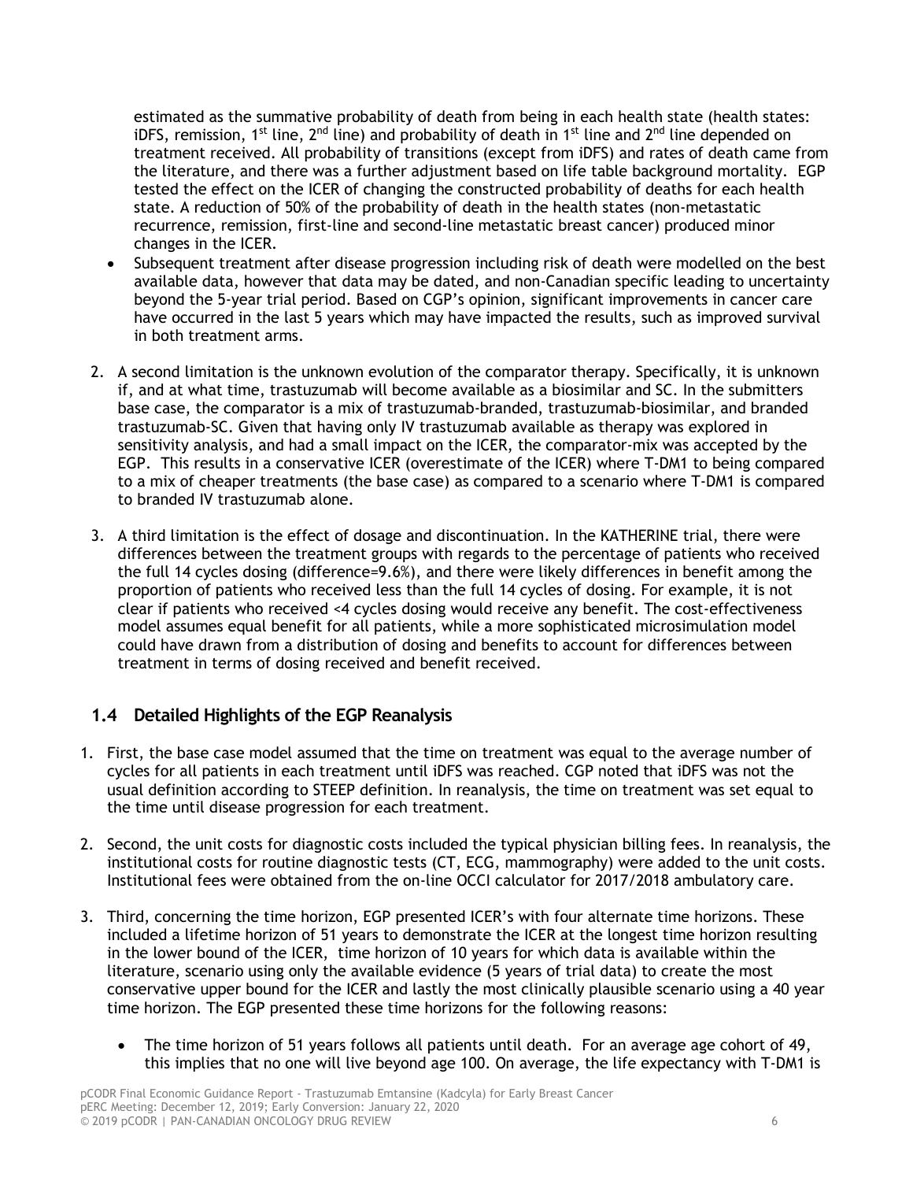estimated as the summative probability of death from being in each health state (health states: iDFS, remission, 1st line, 2nd line) and probability of death in 1st line and 2nd line depended on treatment received. All probability of transitions (except from iDFS) and rates of death came from the literature, and there was a further adjustment based on life table background mortality. EGP tested the effect on the ICER of changing the constructed probability of deaths for each health state. A reduction of 50% of the probability of death in the health states (non-metastatic recurrence, remission, first-line and second-line metastatic breast cancer) produced minor changes in the ICER.

- Subsequent treatment after disease progression including risk of death were modelled on the best available data, however that data may be dated, and non-Canadian specific leading to uncertainty beyond the 5-year trial period. Based on CGP's opinion, significant improvements in cancer care have occurred in the last 5 years which may have impacted the results, such as improved survival in both treatment arms.

2. A second limitation is the unknown evolution of the comparator therapy. Specifically, it is unknown if, and at what time, trastuzumab will become available as a biosimilar and SC. In the submitters base case, the comparator is a mix of trastuzumab-branded, trastuzumab-biosimilar, and branded trastuzumab-SC. Given that having only IV trastuzumab available as therapy was explored in sensitivity analysis, and had a small impact on the ICER, the comparator-mix was accepted by the EGP. This results in a conservative ICER (overestimate of the ICER) where T-DM1 to being compared to a mix of cheaper treatments (the base case) as compared to a scenario where T-DM1 is compared to branded IV trastuzumab alone.

3. A third limitation is the effect of dosage and discontinuation. In the KATHERINE trial, there were differences between the treatment groups with regards to the percentage of patients who received the full 14 cycles dosing (difference=9.6%), and there were likely differences in benefit among the proportion of patients who received less than the full 14 cycles of dosing. For example, it is not clear if patients who received <4 cycles dosing would receive any benefit. The cost-effectiveness model assumes equal benefit for all patients, while a more sophisticated microsimulation model could have drawn from a distribution of dosing and benefits to account for differences between treatment in terms of dosing received and benefit received.

## 1.4 Detailed Highlights of the EGP Reanalysis

1. First, the base case model assumed that the time on treatment was equal to the average number of cycles for all patients in each treatment until iDFS was reached. CGP noted that iDFS was not the usual definition according to STEEP definition. In reanalysis, the time on treatment was set equal to the time until disease progression for each treatment.

2. Second, the unit costs for diagnostic costs included the typical physician billing fees. In reanalysis, the institutional costs for routine diagnostic tests (CT, ECG, mammography) were added to the unit costs. Institutional fees were obtained from the on-line OCCI calculator for 2017/2018 ambulatory care.

3. Third, concerning the time horizon, EGP presented ICER's with four alternate time horizons. These included a lifetime horizon of 51 years to demonstrate the ICER at the longest time horizon resulting in the lower bound of the ICER, time horizon of 10 years for which data is available within the literature, scenario using only the available evidence (5 years of trial data) to create the most conservative upper bound for the ICER and lastly the most clinically plausible scenario using a 40 year time horizon. The EGP presented these time horizons for the following reasons:

   - The time horizon of 51 years follows all patients until death. For an average age cohort of 49, this implies that no one will live beyond age 100. On average, the life expectancy with T-DM1 is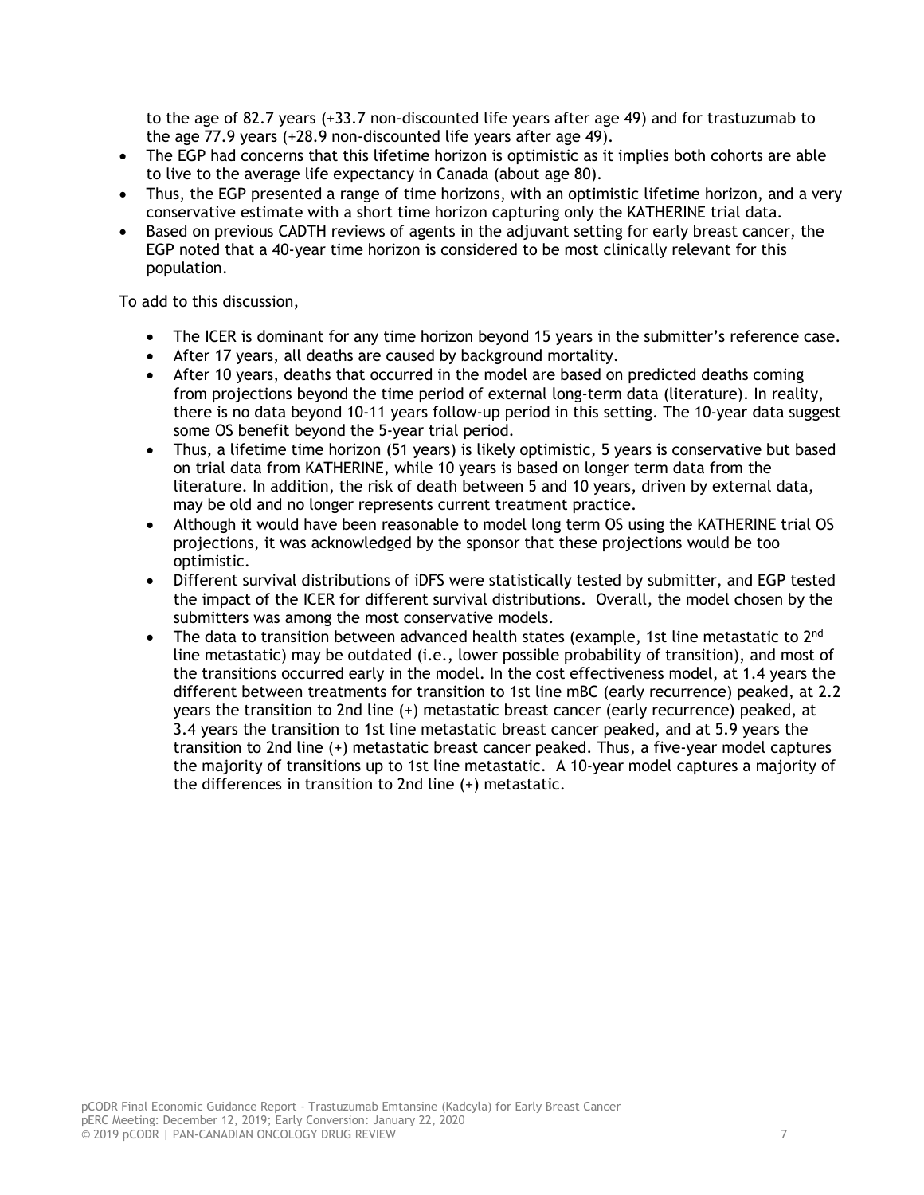to the age of 82.7 years (+33.7 non-discounted life years after age 49) and for trastuzumab to the age 77.9 years (+28.9 non-discounted life years after age 49).

- The EGP had concerns that this lifetime horizon is optimistic as it implies both cohorts are able to live to the average life expectancy in Canada (about age 80).
- Thus, the EGP presented a range of time horizons, with an optimistic lifetime horizon, and a very conservative estimate with a short time horizon capturing only the KATHERINE trial data.
- Based on previous CADTH reviews of agents in the adjuvant setting for early breast cancer, the EGP noted that a 40-year time horizon is considered to be most clinically relevant for this population.

To add to this discussion,

- The ICER is dominant for any time horizon beyond 15 years in the submitter's reference case.
- After 17 years, all deaths are caused by background mortality.
- After 10 years, deaths that occurred in the model are based on predicted deaths coming from projections beyond the time period of external long-term data (literature). In reality, there is no data beyond 10-11 years follow-up period in this setting. The 10-year data suggest some OS benefit beyond the 5-year trial period.
- Thus, a lifetime time horizon (51 years) is likely optimistic, 5 years is conservative but based on trial data from KATHERINE, while 10 years is based on longer term data from the literature. In addition, the risk of death between 5 and 10 years, driven by external data, may be old and no longer represents current treatment practice.
- Although it would have been reasonable to model long term OS using the KATHERINE trial OS projections, it was acknowledged by the sponsor that these projections would be too optimistic.
- Different survival distributions of iDFS were statistically tested by submitter, and EGP tested the impact of the ICER for different survival distributions. Overall, the model chosen by the submitters was among the most conservative models.
- The data to transition between advanced health states (example, 1st line metastatic to 2nd line metastatic) may be outdated (i.e., lower possible probability of transition), and most of the transitions occurred early in the model. In the cost effectiveness model, at 1.4 years the different between treatments for transition to 1st line mBC (early recurrence) peaked, at 2.2 years the transition to 2nd line (+) metastatic breast cancer (early recurrence) peaked, at 3.4 years the transition to 1st line metastatic breast cancer peaked, and at 5.9 years the transition to 2nd line (+) metastatic breast cancer peaked. Thus, a five-year model captures the majority of transitions up to 1st line metastatic. A 10-year model captures a majority of the differences in transition to 2nd line (+) metastatic.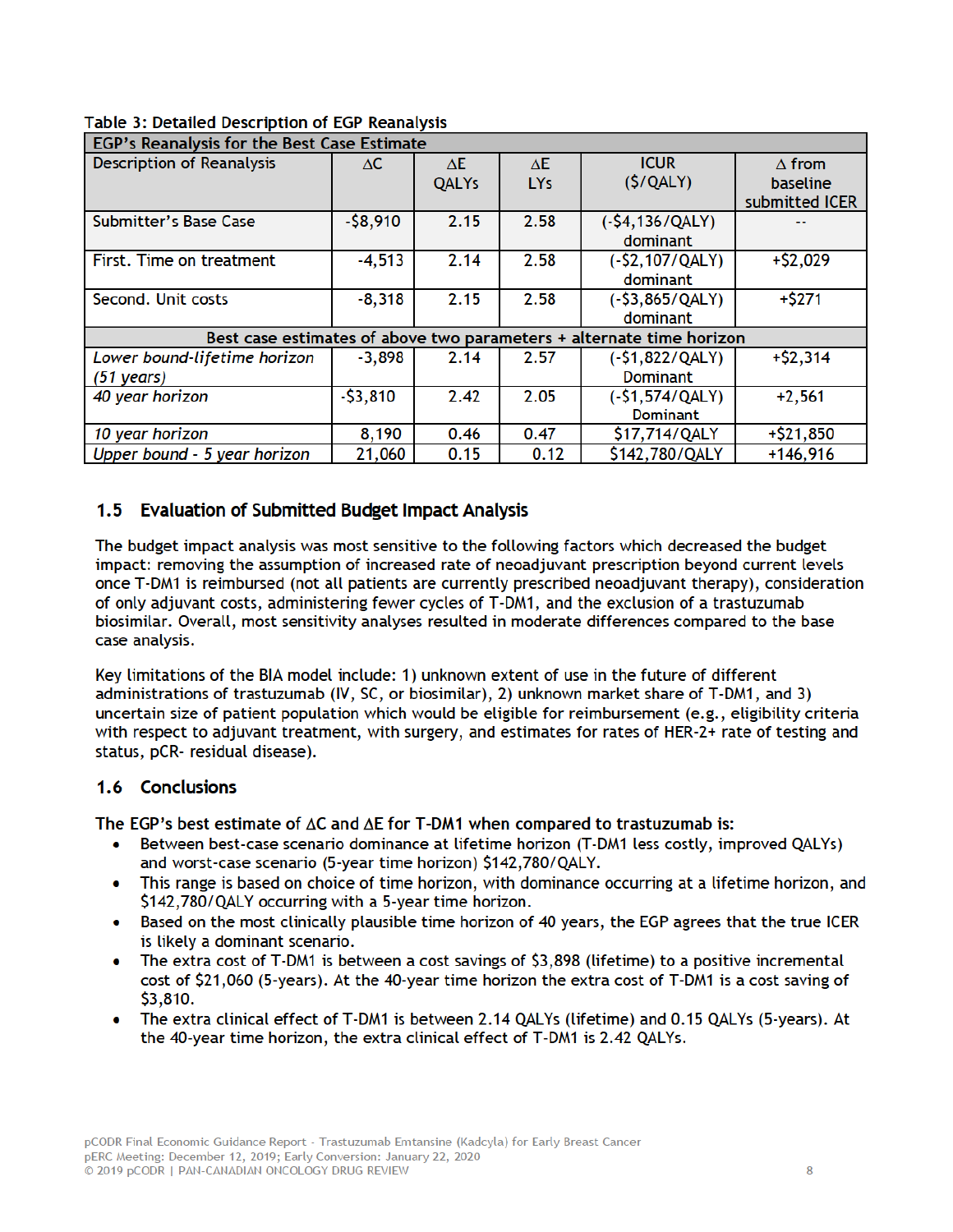**Table 3: Detailed Description of EGP Reanalysis**

| EGP's Reanalysis for the Best Case Estimate | | | | | |
|---|---|---|---|---|---|
| Description of Reanalysis | ΔC | ΔE QALYs | ΔE LYs | ICUR ($/QALY) | Δ from baseline submitted ICER |
| Submitter's Base Case | -$8,910 | 2.15 | 2.58 | (-$4,136/QALY) dominant | -- |
| First. Time on treatment | -4,513 | 2.14 | 2.58 | (-$2,107/QALY) dominant | +$2,029 |
| Second. Unit costs | -8,318 | 2.15 | 2.58 | (-$3,865/QALY) dominant | +$271 |
| **Best case estimates of above two parameters + alternate time horizon** | | | | | |
| *Lower bound-lifetime horizon (51 years)* | -3,898 | 2.14 | 2.57 | (-$1,822/QALY) Dominant | +$2,314 |
| *40 year horizon* | -$3,810 | 2.42 | 2.05 | (-$1,574/QALY) Dominant | +2,561 |
| *10 year horizon* | 8,190 | 0.46 | 0.47 | $17,714/QALY | +$21,850 |
| *Upper bound - 5 year horizon* | 21,060 | 0.15 | 0.12 | $142,780/QALY | +146,916 |

## 1.5 Evaluation of Submitted Budget Impact Analysis

The budget impact analysis was most sensitive to the following factors which decreased the budget impact: removing the assumption of increased rate of neoadjuvant prescription beyond current levels once T-DM1 is reimbursed (not all patients are currently prescribed neoadjuvant therapy), consideration of only adjuvant costs, administering fewer cycles of T-DM1, and the exclusion of a trastuzumab biosimilar. Overall, most sensitivity analyses resulted in moderate differences compared to the base case analysis.

Key limitations of the BIA model include: 1) unknown extent of use in the future of different administrations of trastuzumab (IV, SC, or biosimilar), 2) unknown market share of T-DM1, and 3) uncertain size of patient population which would be eligible for reimbursement (e.g., eligibility criteria with respect to adjuvant treatment, with surgery, and estimates for rates of HER-2+ rate of testing and status, pCR- residual disease).

## 1.6 Conclusions

**The EGP's best estimate of ΔC and ΔE for T-DM1 when compared to trastuzumab is:**

- Between best-case scenario dominance at lifetime horizon (T-DM1 less costly, improved QALYs) and worst-case scenario (5-year time horizon) $142,780/QALY.
- This range is based on choice of time horizon, with dominance occurring at a lifetime horizon, and $142,780/QALY occurring with a 5-year time horizon.
- Based on the most clinically plausible time horizon of 40 years, the EGP agrees that the true ICER is likely a dominant scenario.
- The extra cost of T-DM1 is between a cost savings of $3,898 (lifetime) to a positive incremental cost of $21,060 (5-years). At the 40-year time horizon the extra cost of T-DM1 is a cost saving of $3,810.
- The extra clinical effect of T-DM1 is between 2.14 QALYs (lifetime) and 0.15 QALYs (5-years). At the 40-year time horizon, the extra clinical effect of T-DM1 is 2.42 QALYs.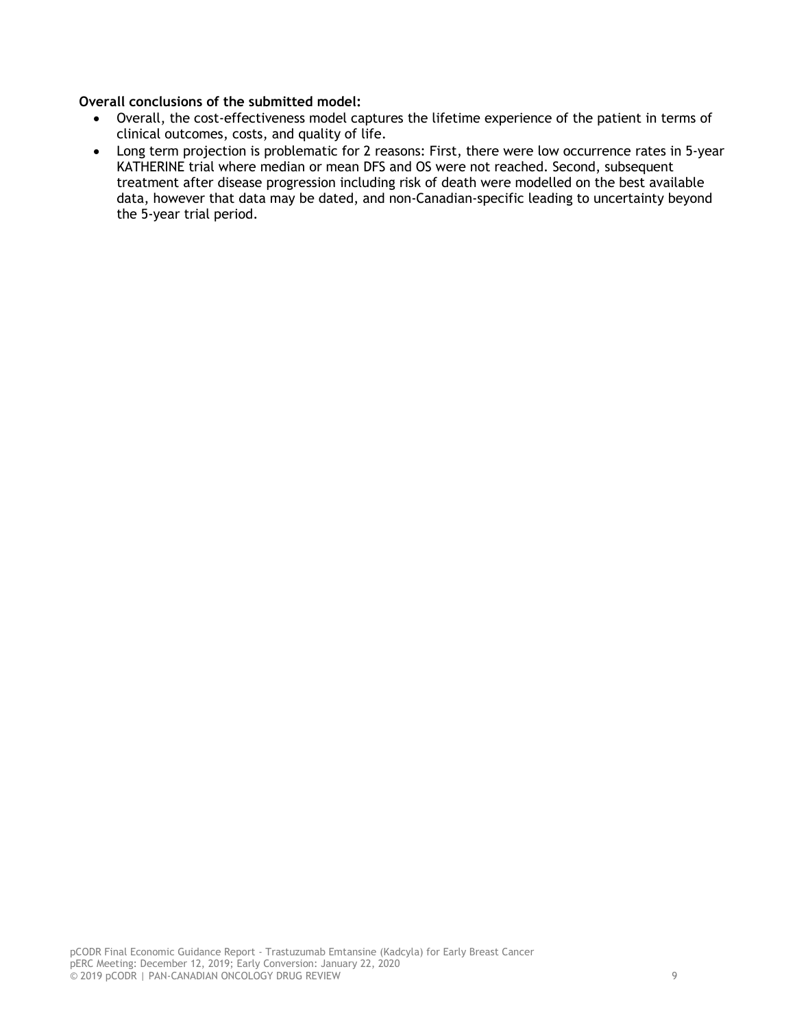**Overall conclusions of the submitted model:**

- Overall, the cost-effectiveness model captures the lifetime experience of the patient in terms of clinical outcomes, costs, and quality of life.
- Long term projection is problematic for 2 reasons: First, there were low occurrence rates in 5-year KATHERINE trial where median or mean DFS and OS were not reached. Second, subsequent treatment after disease progression including risk of death were modelled on the best available data, however that data may be dated, and non-Canadian-specific leading to uncertainty beyond the 5-year trial period.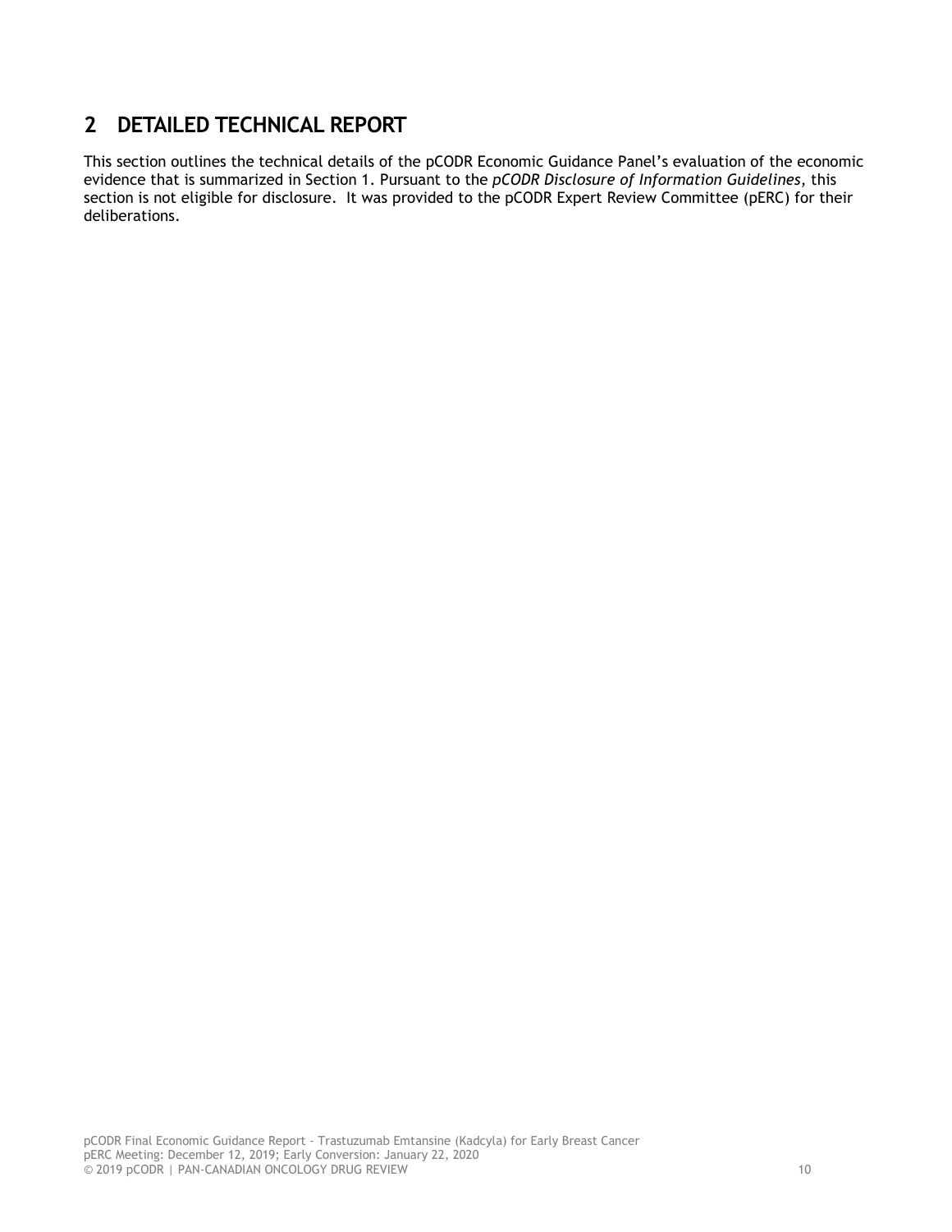# 2 DETAILED TECHNICAL REPORT

This section outlines the technical details of the pCODR Economic Guidance Panel's evaluation of the economic evidence that is summarized in Section 1. Pursuant to the *pCODR Disclosure of Information Guidelines*, this section is not eligible for disclosure. It was provided to the pCODR Expert Review Committee (pERC) for their deliberations.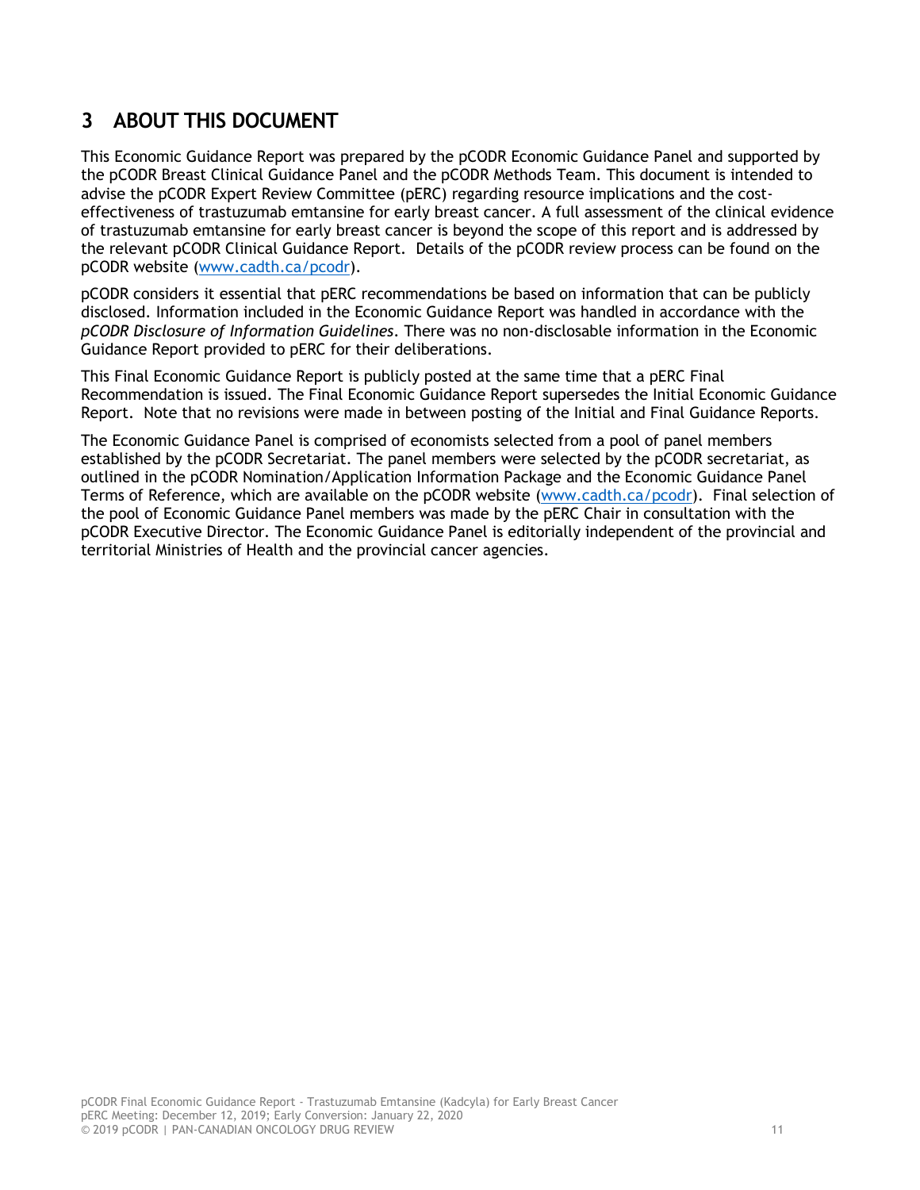# 3 ABOUT THIS DOCUMENT

This Economic Guidance Report was prepared by the pCODR Economic Guidance Panel and supported by the pCODR Breast Clinical Guidance Panel and the pCODR Methods Team. This document is intended to advise the pCODR Expert Review Committee (pERC) regarding resource implications and the cost-effectiveness of trastuzumab emtansine for early breast cancer. A full assessment of the clinical evidence of trastuzumab emtansine for early breast cancer is beyond the scope of this report and is addressed by the relevant pCODR Clinical Guidance Report. Details of the pCODR review process can be found on the pCODR website (www.cadth.ca/pcodr).

pCODR considers it essential that pERC recommendations be based on information that can be publicly disclosed. Information included in the Economic Guidance Report was handled in accordance with the *pCODR Disclosure of Information Guidelines*. There was no non-disclosable information in the Economic Guidance Report provided to pERC for their deliberations.

This Final Economic Guidance Report is publicly posted at the same time that a pERC Final Recommendation is issued. The Final Economic Guidance Report supersedes the Initial Economic Guidance Report. Note that no revisions were made in between posting of the Initial and Final Guidance Reports.

The Economic Guidance Panel is comprised of economists selected from a pool of panel members established by the pCODR Secretariat. The panel members were selected by the pCODR secretariat, as outlined in the pCODR Nomination/Application Information Package and the Economic Guidance Panel Terms of Reference, which are available on the pCODR website (www.cadth.ca/pcodr). Final selection of the pool of Economic Guidance Panel members was made by the pERC Chair in consultation with the pCODR Executive Director. The Economic Guidance Panel is editorially independent of the provincial and territorial Ministries of Health and the provincial cancer agencies.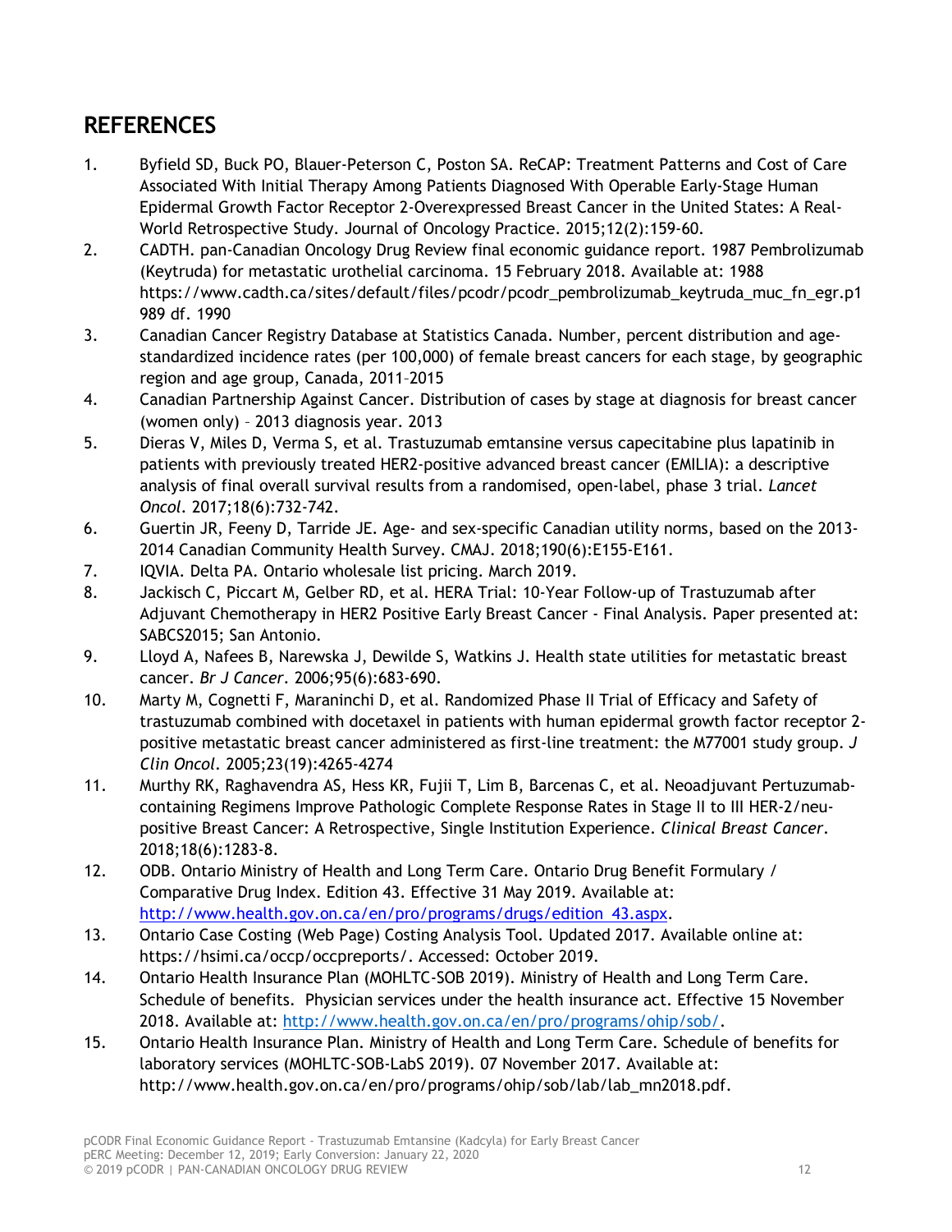## REFERENCES

1. Byfield SD, Buck PO, Blauer-Peterson C, Poston SA. ReCAP: Treatment Patterns and Cost of Care Associated With Initial Therapy Among Patients Diagnosed With Operable Early-Stage Human Epidermal Growth Factor Receptor 2-Overexpressed Breast Cancer in the United States: A Real-World Retrospective Study. Journal of Oncology Practice. 2015;12(2):159-60.
2. CADTH. pan-Canadian Oncology Drug Review final economic guidance report. 1987 Pembrolizumab (Keytruda) for metastatic urothelial carcinoma. 15 February 2018. Available at: 1988 https://www.cadth.ca/sites/default/files/pcodr/pcodr_pembrolizumab_keytruda_muc_fn_egr.p1 989 df. 1990
3. Canadian Cancer Registry Database at Statistics Canada. Number, percent distribution and age-standardized incidence rates (per 100,000) of female breast cancers for each stage, by geographic region and age group, Canada, 2011–2015
4. Canadian Partnership Against Cancer. Distribution of cases by stage at diagnosis for breast cancer (women only) – 2013 diagnosis year. 2013
5. Dieras V, Miles D, Verma S, et al. Trastuzumab emtansine versus capecitabine plus lapatinib in patients with previously treated HER2-positive advanced breast cancer (EMILIA): a descriptive analysis of final overall survival results from a randomised, open-label, phase 3 trial. *Lancet Oncol*. 2017;18(6):732-742.
6. Guertin JR, Feeny D, Tarride JE. Age- and sex-specific Canadian utility norms, based on the 2013-2014 Canadian Community Health Survey. CMAJ. 2018;190(6):E155-E161.
7. IQVIA. Delta PA. Ontario wholesale list pricing. March 2019.
8. Jackisch C, Piccart M, Gelber RD, et al. HERA Trial: 10-Year Follow-up of Trastuzumab after Adjuvant Chemotherapy in HER2 Positive Early Breast Cancer - Final Analysis. Paper presented at: SABCS2015; San Antonio.
9. Lloyd A, Nafees B, Narewska J, Dewilde S, Watkins J. Health state utilities for metastatic breast cancer. *Br J Cancer*. 2006;95(6):683-690.
10. Marty M, Cognetti F, Maraninchi D, et al. Randomized Phase II Trial of Efficacy and Safety of trastuzumab combined with docetaxel in patients with human epidermal growth factor receptor 2-positive metastatic breast cancer administered as first-line treatment: the M77001 study group. *J Clin Oncol*. 2005;23(19):4265-4274
11. Murthy RK, Raghavendra AS, Hess KR, Fujii T, Lim B, Barcenas C, et al. Neoadjuvant Pertuzumab-containing Regimens Improve Pathologic Complete Response Rates in Stage II to III HER-2/neu-positive Breast Cancer: A Retrospective, Single Institution Experience. *Clinical Breast Cancer*. 2018;18(6):1283-8.
12. ODB. Ontario Ministry of Health and Long Term Care. Ontario Drug Benefit Formulary / Comparative Drug Index. Edition 43. Effective 31 May 2019. Available at: [http://www.health.gov.on.ca/en/pro/programs/drugs/edition_43.aspx](http://www.health.gov.on.ca/en/pro/programs/drugs/edition_43.aspx).
13. Ontario Case Costing (Web Page) Costing Analysis Tool. Updated 2017. Available online at: https://hsimi.ca/occp/occpreports/. Accessed: October 2019.
14. Ontario Health Insurance Plan (MOHLTC-SOB 2019). Ministry of Health and Long Term Care. Schedule of benefits. Physician services under the health insurance act. Effective 15 November 2018. Available at: [http://www.health.gov.on.ca/en/pro/programs/ohip/sob/](http://www.health.gov.on.ca/en/pro/programs/ohip/sob/).
15. Ontario Health Insurance Plan. Ministry of Health and Long Term Care. Schedule of benefits for laboratory services (MOHLTC-SOB-LabS 2019). 07 November 2017. Available at: http://www.health.gov.on.ca/en/pro/programs/ohip/sob/lab/lab_mn2018.pdf.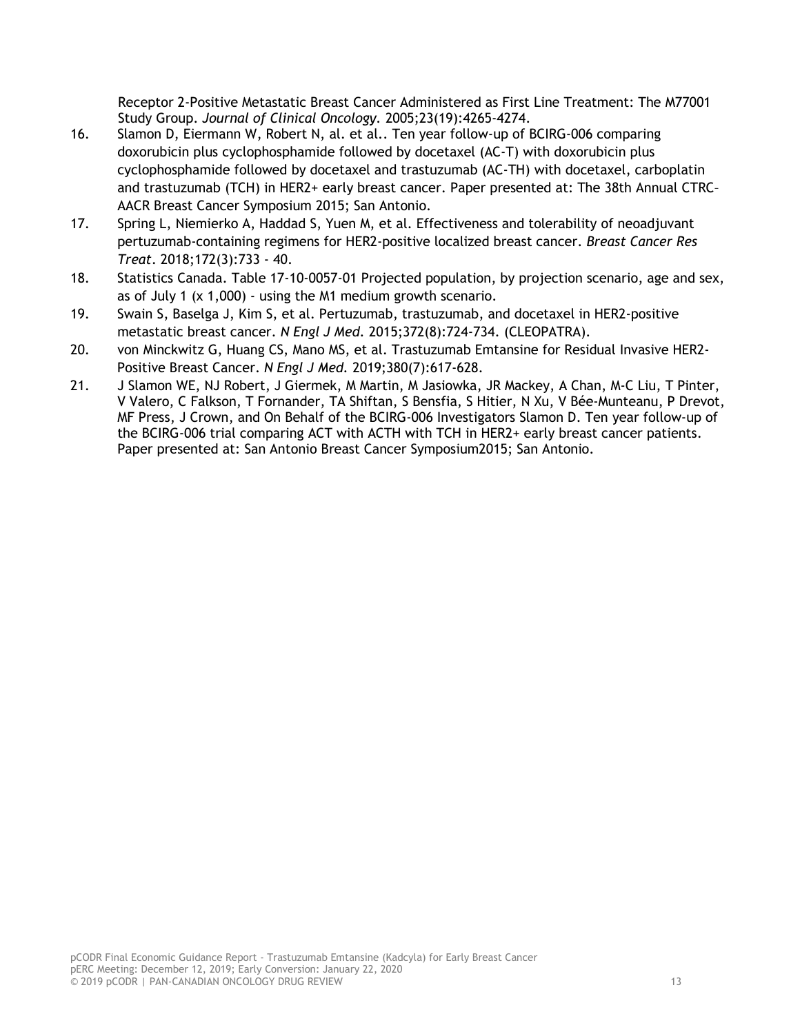Receptor 2-Positive Metastatic Breast Cancer Administered as First Line Treatment: The M77001 Study Group. *Journal of Clinical Oncology*. 2005;23(19):4265-4274.

16. Slamon D, Eiermann W, Robert N, al. et al.. Ten year follow-up of BCIRG-006 comparing doxorubicin plus cyclophosphamide followed by docetaxel (AC-T) with doxorubicin plus cyclophosphamide followed by docetaxel and trastuzumab (AC-TH) with docetaxel, carboplatin and trastuzumab (TCH) in HER2+ early breast cancer. Paper presented at: The 38th Annual CTRC–AACR Breast Cancer Symposium 2015; San Antonio.
17. Spring L, Niemierko A, Haddad S, Yuen M, et al. Effectiveness and tolerability of neoadjuvant pertuzumab-containing regimens for HER2-positive localized breast cancer. *Breast Cancer Res Treat*. 2018;172(3):733 - 40.
18. Statistics Canada. Table 17-10-0057-01 Projected population, by projection scenario, age and sex, as of July 1 (x 1,000) - using the M1 medium growth scenario.
19. Swain S, Baselga J, Kim S, et al. Pertuzumab, trastuzumab, and docetaxel in HER2-positive metastatic breast cancer. *N Engl J Med*. 2015;372(8):724-734. (CLEOPATRA).
20. von Minckwitz G, Huang CS, Mano MS, et al. Trastuzumab Emtansine for Residual Invasive HER2-Positive Breast Cancer. *N Engl J Med*. 2019;380(7):617-628.
21. J Slamon WE, NJ Robert, J Giermek, M Martin, M Jasiowka, JR Mackey, A Chan, M-C Liu, T Pinter, V Valero, C Falkson, T Fornander, TA Shiftan, S Bensfia, S Hitier, N Xu, V Bée-Munteanu, P Drevot, MF Press, J Crown, and On Behalf of the BCIRG-006 Investigators Slamon D. Ten year follow-up of the BCIRG-006 trial comparing ACT with ACTH with TCH in HER2+ early breast cancer patients. Paper presented at: San Antonio Breast Cancer Symposium2015; San Antonio.